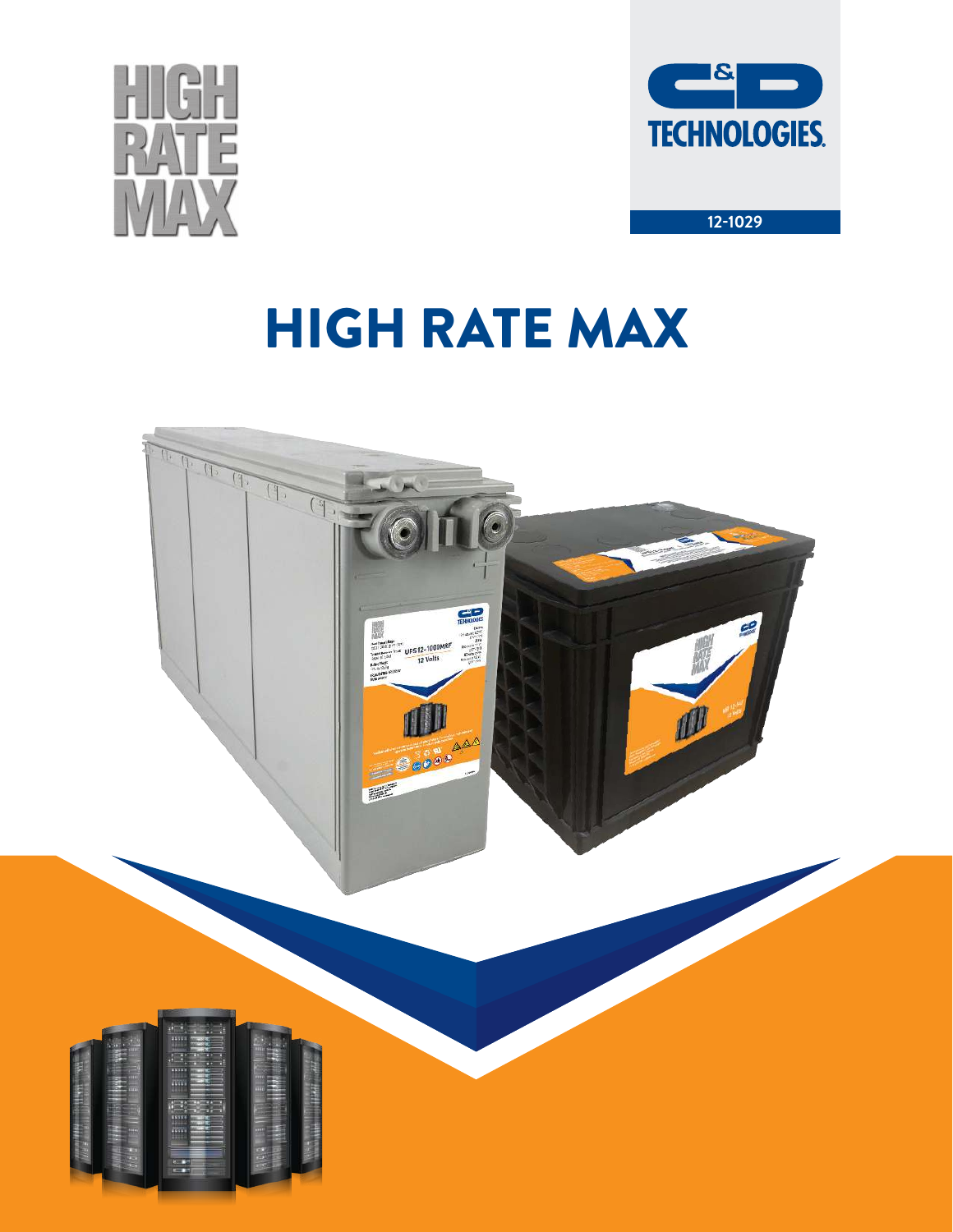HIGH RATE MAX

C&D TECHNOLOGIES.

12-1029

# HIGH RATE MAX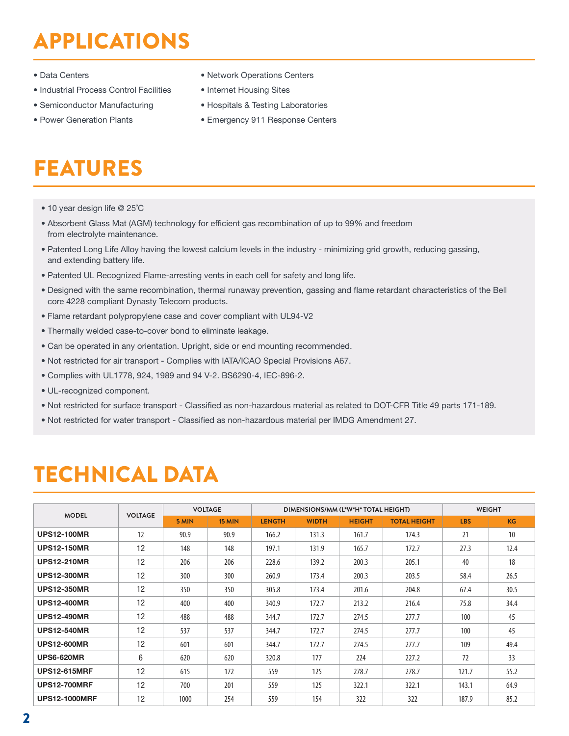# APPLICATIONS

- Data Centers
- Industrial Process Control Facilities
- Semiconductor Manufacturing
- Power Generation Plants
- Network Operations Centers
- Internet Housing Sites
- Hospitals & Testing Laboratories
- Emergency 911 Response Centers

# FEATURES

- 10 year design life @ 25˚C
- Absorbent Glass Mat (AGM) technology for efficient gas recombination of up to 99% and freedom from electrolyte maintenance.
- Patented Long Life Alloy having the lowest calcium levels in the industry - minimizing grid growth, reducing gassing, and extending battery life.
- Patented UL Recognized Flame-arresting vents in each cell for safety and long life.
- Designed with the same recombination, thermal runaway prevention, gassing and flame retardant characteristics of the Bell core 4228 compliant Dynasty Telecom products.
- Flame retardant polypropylene case and cover compliant with UL94-V2
- Thermally welded case-to-cover bond to eliminate leakage.
- Can be operated in any orientation. Upright, side or end mounting recommended.
- Not restricted for air transport - Complies with IATA/ICAO Special Provisions A67.
- Complies with UL1778, 924, 1989 and 94 V-2. BS6290-4, IEC-896-2.
- UL-recognized component.
- Not restricted for surface transport - Classified as non-hazardous material as related to DOT-CFR Title 49 parts 171-189.
- Not restricted for water transport - Classified as non-hazardous material per IMDG Amendment 27.

# TECHNICAL DATA

| MODEL | VOLTAGE | VOLTAGE | | DIMENSIONS/MM (L*W*H* TOTAL HEIGHT) | | | | WEIGHT | |
|---|---|---|---|---|---|---|---|---|---|
| | | 5 MIN | 15 MIN | LENGTH | WIDTH | HEIGHT | TOTAL HEIGHT | LBS | KG |
| **UPS12-100MR** | 12 | 90.9 | 90.9 | 166.2 | 131.3 | 161.7 | 174.3 | 21 | 10 |
| **UPS12-150MR** | 12 | 148 | 148 | 197.1 | 131.9 | 165.7 | 172.7 | 27.3 | 12.4 |
| **UPS12-210MR** | 12 | 206 | 206 | 228.6 | 139.2 | 200.3 | 205.1 | 40 | 18 |
| **UPS12-300MR** | 12 | 300 | 300 | 260.9 | 173.4 | 200.3 | 203.5 | 58.4 | 26.5 |
| **UPS12-350MR** | 12 | 350 | 350 | 305.8 | 173.4 | 201.6 | 204.8 | 67.4 | 30.5 |
| **UPS12-400MR** | 12 | 400 | 400 | 340.9 | 172.7 | 213.2 | 216.4 | 75.8 | 34.4 |
| **UPS12-490MR** | 12 | 488 | 488 | 344.7 | 172.7 | 274.5 | 277.7 | 100 | 45 |
| **UPS12-540MR** | 12 | 537 | 537 | 344.7 | 172.7 | 274.5 | 277.7 | 100 | 45 |
| **UPS12-600MR** | 12 | 601 | 601 | 344.7 | 172.7 | 274.5 | 277.7 | 109 | 49.4 |
| **UPS6-620MR** | 6 | 620 | 620 | 320.8 | 177 | 224 | 227.2 | 72 | 33 |
| **UPS12-615MRF** | 12 | 615 | 172 | 559 | 125 | 278.7 | 278.7 | 121.7 | 55.2 |
| **UPS12-700MRF** | 12 | 700 | 201 | 559 | 125 | 322.1 | 322.1 | 143.1 | 64.9 |
| **UPS12-1000MRF** | 12 | 1000 | 254 | 559 | 154 | 322 | 322 | 187.9 | 85.2 |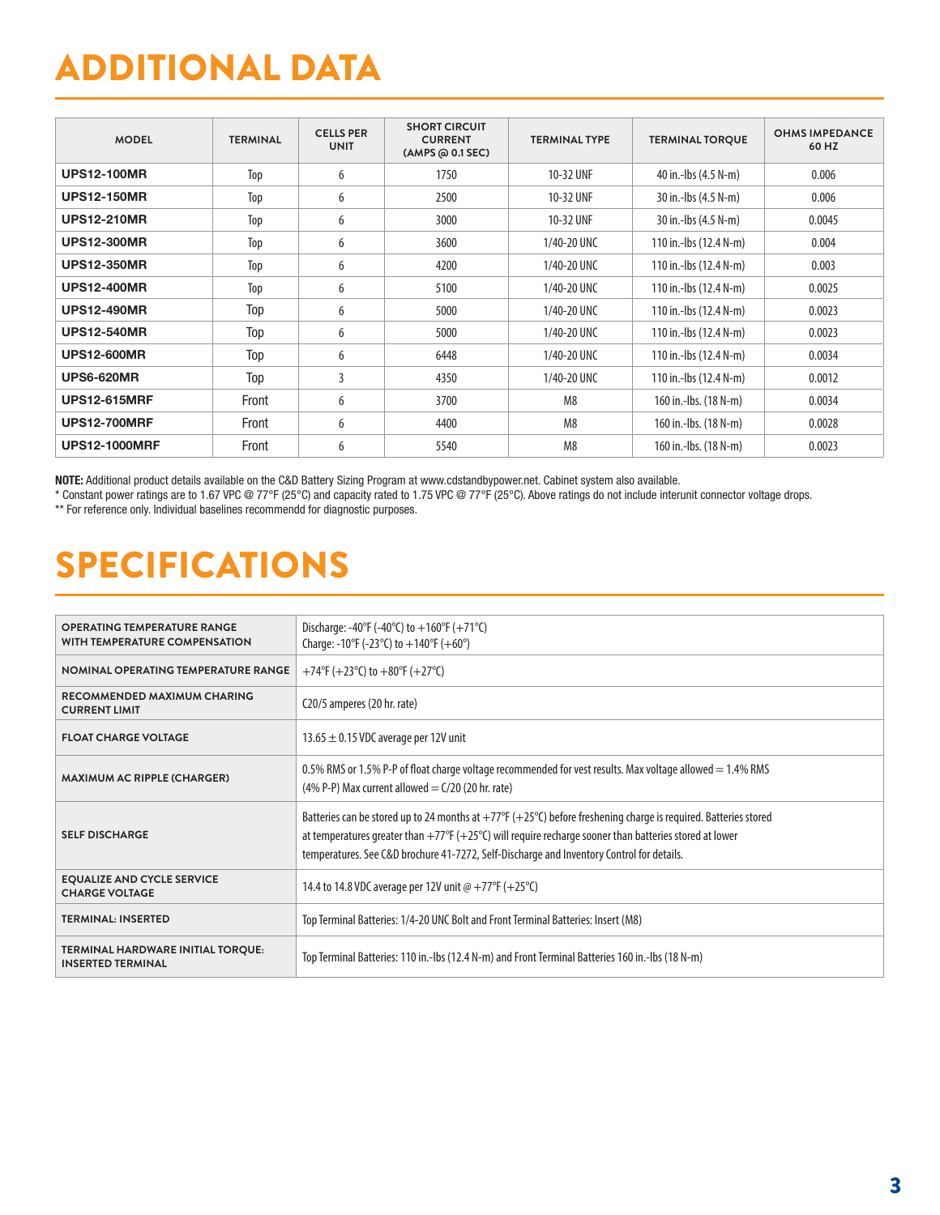# ADDITIONAL DATA

| MODEL | TERMINAL | CELLS PER UNIT | SHORT CIRCUIT CURRENT (AMPS @ 0.1 SEC) | TERMINAL TYPE | TERMINAL TORQUE | OHMS IMPEDANCE 60 HZ |
|---|---|---|---|---|---|---|
| **UPS12-100MR** | Top | 6 | 1750 | 10-32 UNF | 40 in.-lbs (4.5 N-m) | 0.006 |
| **UPS12-150MR** | Top | 6 | 2500 | 10-32 UNF | 30 in.-lbs (4.5 N-m) | 0.006 |
| **UPS12-210MR** | Top | 6 | 3000 | 10-32 UNF | 30 in.-lbs (4.5 N-m) | 0.0045 |
| **UPS12-300MR** | Top | 6 | 3600 | 1/40-20 UNC | 110 in.-lbs (12.4 N-m) | 0.004 |
| **UPS12-350MR** | Top | 6 | 4200 | 1/40-20 UNC | 110 in.-lbs (12.4 N-m) | 0.003 |
| **UPS12-400MR** | Top | 6 | 5100 | 1/40-20 UNC | 110 in.-lbs (12.4 N-m) | 0.0025 |
| **UPS12-490MR** | Top | 6 | 5000 | 1/40-20 UNC | 110 in.-lbs (12.4 N-m) | 0.0023 |
| **UPS12-540MR** | Top | 6 | 5000 | 1/40-20 UNC | 110 in.-lbs (12.4 N-m) | 0.0023 |
| **UPS12-600MR** | Top | 6 | 6448 | 1/40-20 UNC | 110 in.-lbs (12.4 N-m) | 0.0034 |
| **UPS6-620MR** | Top | 3 | 4350 | 1/40-20 UNC | 110 in.-lbs (12.4 N-m) | 0.0012 |
| **UPS12-615MRF** | Front | 6 | 3700 | M8 | 160 in.-lbs. (18 N-m) | 0.0034 |
| **UPS12-700MRF** | Front | 6 | 4400 | M8 | 160 in.-lbs. (18 N-m) | 0.0028 |
| **UPS12-1000MRF** | Front | 6 | 5540 | M8 | 160 in.-lbs. (18 N-m) | 0.0023 |

**NOTE:** Additional product details available on the C&D Battery Sizing Program at www.cdstandbypower.net. Cabinet system also available.
* Constant power ratings are to 1.67 VPC @ 77°F (25°C) and capacity rated to 1.75 VPC @ 77°F (25°C). Above ratings do not include interunit connector voltage drops.
** For reference only. Individual baselines recommendd for diagnostic purposes.

# SPECIFICATIONS

| | |
|---|---|
| **OPERATING TEMPERATURE RANGE WITH TEMPERATURE COMPENSATION** | Discharge: -40°F (-40°C) to +160°F (+71°C)<br>Charge: -10°F (-23°C) to +140°F (+60°) |
| **NOMINAL OPERATING TEMPERATURE RANGE** | +74°F (+23°C) to +80°F (+27°C) |
| **RECOMMENDED MAXIMUM CHARING CURRENT LIMIT** | C20/5 amperes (20 hr. rate) |
| **FLOAT CHARGE VOLTAGE** | 13.65 ± 0.15 VDC average per 12V unit |
| **MAXIMUM AC RIPPLE (CHARGER)** | 0.5% RMS or 1.5% P-P of float charge voltage recommended for vest results. Max voltage allowed = 1.4% RMS (4% P-P) Max current allowed = C/20 (20 hr. rate) |
| **SELF DISCHARGE** | Batteries can be stored up to 24 months at +77°F (+25°C) before freshening charge is required. Batteries stored at temperatures greater than +77°F (+25°C) will require recharge sooner than batteries stored at lower temperatures. See C&D brochure 41-7272, Self-Discharge and Inventory Control for details. |
| **EQUALIZE AND CYCLE SERVICE CHARGE VOLTAGE** | 14.4 to 14.8 VDC average per 12V unit @ +77°F (+25°C) |
| **TERMINAL: INSERTED** | Top Terminal Batteries: 1/4-20 UNC Bolt and Front Terminal Batteries: Insert (M8) |
| **TERMINAL HARDWARE INITIAL TORQUE: INSERTED TERMINAL** | Top Terminal Batteries: 110 in.-lbs (12.4 N-m) and Front Terminal Batteries 160 in.-lbs (18 N-m) |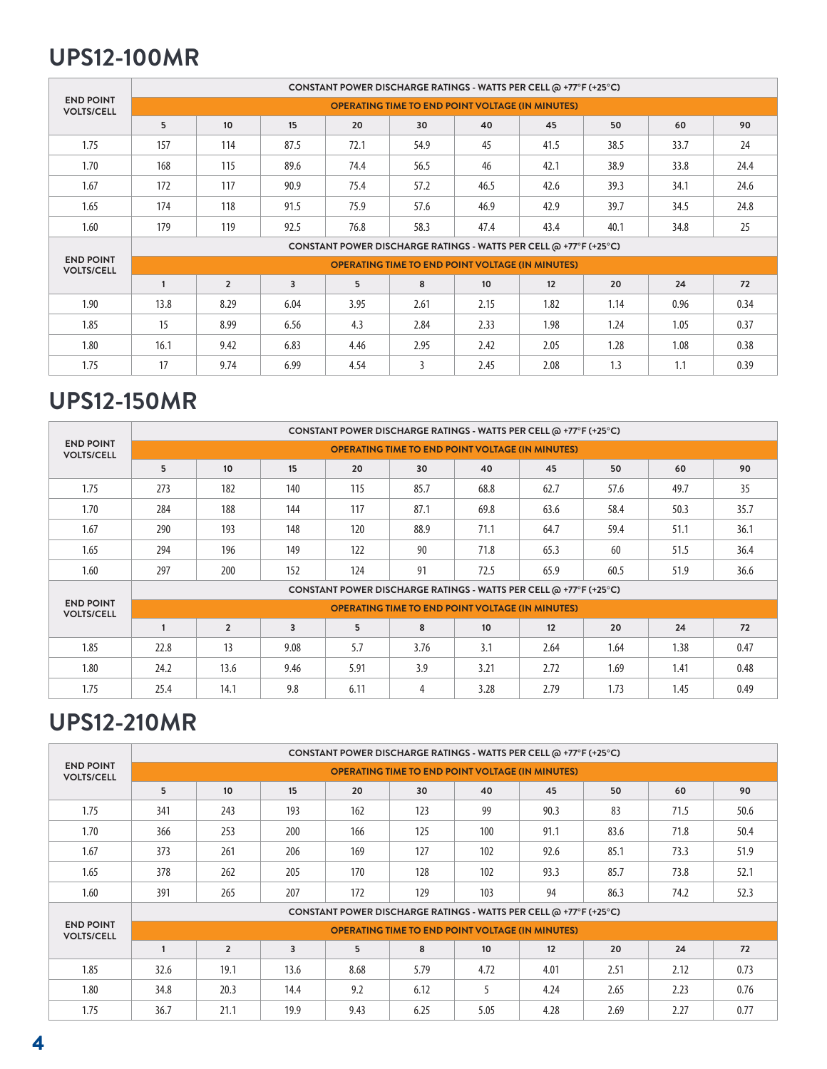## UPS12-100MR

| END POINT VOLTS/CELL | CONSTANT POWER DISCHARGE RATINGS - WATTS PER CELL @ +77°F (+25°C) | | | | | | | | | |
|---|---|---|---|---|---|---|---|---|---|---|
| | OPERATING TIME TO END POINT VOLTAGE (IN MINUTES) | | | | | | | | | |
| | 5 | 10 | 15 | 20 | 30 | 40 | 45 | 50 | 60 | 90 |
| 1.75 | 157 | 114 | 87.5 | 72.1 | 54.9 | 45 | 41.5 | 38.5 | 33.7 | 24 |
| 1.70 | 168 | 115 | 89.6 | 74.4 | 56.5 | 46 | 42.1 | 38.9 | 33.8 | 24.4 |
| 1.67 | 172 | 117 | 90.9 | 75.4 | 57.2 | 46.5 | 42.6 | 39.3 | 34.1 | 24.6 |
| 1.65 | 174 | 118 | 91.5 | 75.9 | 57.6 | 46.9 | 42.9 | 39.7 | 34.5 | 24.8 |
| 1.60 | 179 | 119 | 92.5 | 76.8 | 58.3 | 47.4 | 43.4 | 40.1 | 34.8 | 25 |

| END POINT VOLTS/CELL | CONSTANT POWER DISCHARGE RATINGS - WATTS PER CELL @ +77°F (+25°C) | | | | | | | | | |
|---|---|---|---|---|---|---|---|---|---|---|
| | OPERATING TIME TO END POINT VOLTAGE (IN MINUTES) | | | | | | | | | |
| | 1 | 2 | 3 | 5 | 8 | 10 | 12 | 20 | 24 | 72 |
| 1.90 | 13.8 | 8.29 | 6.04 | 3.95 | 2.61 | 2.15 | 1.82 | 1.14 | 0.96 | 0.34 |
| 1.85 | 15 | 8.99 | 6.56 | 4.3 | 2.84 | 2.33 | 1.98 | 1.24 | 1.05 | 0.37 |
| 1.80 | 16.1 | 9.42 | 6.83 | 4.46 | 2.95 | 2.42 | 2.05 | 1.28 | 1.08 | 0.38 |
| 1.75 | 17 | 9.74 | 6.99 | 4.54 | 3 | 2.45 | 2.08 | 1.3 | 1.1 | 0.39 |

## UPS12-150MR

| END POINT VOLTS/CELL | CONSTANT POWER DISCHARGE RATINGS - WATTS PER CELL @ +77°F (+25°C) | | | | | | | | | |
|---|---|---|---|---|---|---|---|---|---|---|
| | OPERATING TIME TO END POINT VOLTAGE (IN MINUTES) | | | | | | | | | |
| | 5 | 10 | 15 | 20 | 30 | 40 | 45 | 50 | 60 | 90 |
| 1.75 | 273 | 182 | 140 | 115 | 85.7 | 68.8 | 62.7 | 57.6 | 49.7 | 35 |
| 1.70 | 284 | 188 | 144 | 117 | 87.1 | 69.8 | 63.6 | 58.4 | 50.3 | 35.7 |
| 1.67 | 290 | 193 | 148 | 120 | 88.9 | 71.1 | 64.7 | 59.4 | 51.1 | 36.1 |
| 1.65 | 294 | 196 | 149 | 122 | 90 | 71.8 | 65.3 | 60 | 51.5 | 36.4 |
| 1.60 | 297 | 200 | 152 | 124 | 91 | 72.5 | 65.9 | 60.5 | 51.9 | 36.6 |

| END POINT VOLTS/CELL | CONSTANT POWER DISCHARGE RATINGS - WATTS PER CELL @ +77°F (+25°C) | | | | | | | | | |
|---|---|---|---|---|---|---|---|---|---|---|
| | OPERATING TIME TO END POINT VOLTAGE (IN MINUTES) | | | | | | | | | |
| | 1 | 2 | 3 | 5 | 8 | 10 | 12 | 20 | 24 | 72 |
| 1.85 | 22.8 | 13 | 9.08 | 5.7 | 3.76 | 3.1 | 2.64 | 1.64 | 1.38 | 0.47 |
| 1.80 | 24.2 | 13.6 | 9.46 | 5.91 | 3.9 | 3.21 | 2.72 | 1.69 | 1.41 | 0.48 |
| 1.75 | 25.4 | 14.1 | 9.8 | 6.11 | 4 | 3.28 | 2.79 | 1.73 | 1.45 | 0.49 |

## UPS12-210MR

| END POINT VOLTS/CELL | CONSTANT POWER DISCHARGE RATINGS - WATTS PER CELL @ +77°F (+25°C) | | | | | | | | | |
|---|---|---|---|---|---|---|---|---|---|---|
| | OPERATING TIME TO END POINT VOLTAGE (IN MINUTES) | | | | | | | | | |
| | 5 | 10 | 15 | 20 | 30 | 40 | 45 | 50 | 60 | 90 |
| 1.75 | 341 | 243 | 193 | 162 | 123 | 99 | 90.3 | 83 | 71.5 | 50.6 |
| 1.70 | 366 | 253 | 200 | 166 | 125 | 100 | 91.1 | 83.6 | 71.8 | 50.4 |
| 1.67 | 373 | 261 | 206 | 169 | 127 | 102 | 92.6 | 85.1 | 73.3 | 51.9 |
| 1.65 | 378 | 262 | 205 | 170 | 128 | 102 | 93.3 | 85.7 | 73.8 | 52.1 |
| 1.60 | 391 | 265 | 207 | 172 | 129 | 103 | 94 | 86.3 | 74.2 | 52.3 |

| END POINT VOLTS/CELL | CONSTANT POWER DISCHARGE RATINGS - WATTS PER CELL @ +77°F (+25°C) | | | | | | | | | |
|---|---|---|---|---|---|---|---|---|---|---|
| | OPERATING TIME TO END POINT VOLTAGE (IN MINUTES) | | | | | | | | | |
| | 1 | 2 | 3 | 5 | 8 | 10 | 12 | 20 | 24 | 72 |
| 1.85 | 32.6 | 19.1 | 13.6 | 8.68 | 5.79 | 4.72 | 4.01 | 2.51 | 2.12 | 0.73 |
| 1.80 | 34.8 | 20.3 | 14.4 | 9.2 | 6.12 | 5 | 4.24 | 2.65 | 2.23 | 0.76 |
| 1.75 | 36.7 | 21.1 | 19.9 | 9.43 | 6.25 | 5.05 | 4.28 | 2.69 | 2.27 | 0.77 |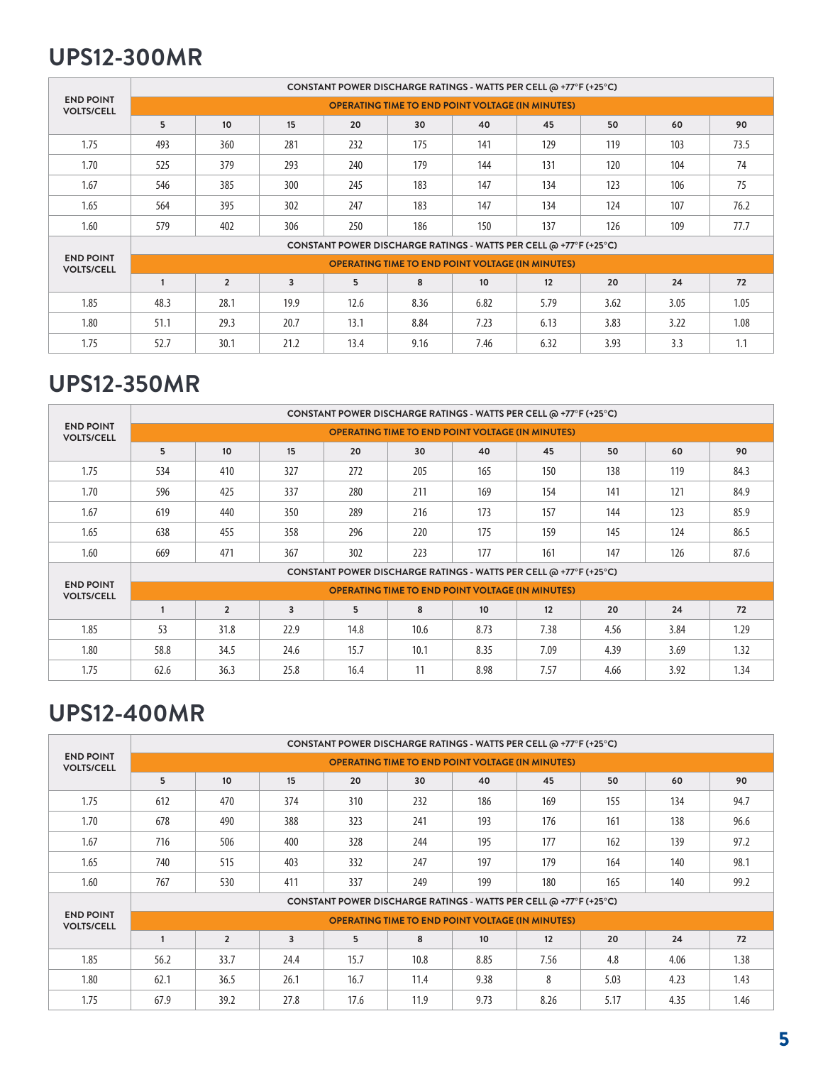## UPS12-300MR

| END POINT VOLTS/CELL | CONSTANT POWER DISCHARGE RATINGS - WATTS PER CELL @ +77°F (+25°C) | | | | | | | | | |
|---|---|---|---|---|---|---|---|---|---|---|
| | OPERATING TIME TO END POINT VOLTAGE (IN MINUTES) | | | | | | | | | |
| | 5 | 10 | 15 | 20 | 30 | 40 | 45 | 50 | 60 | 90 |
| 1.75 | 493 | 360 | 281 | 232 | 175 | 141 | 129 | 119 | 103 | 73.5 |
| 1.70 | 525 | 379 | 293 | 240 | 179 | 144 | 131 | 120 | 104 | 74 |
| 1.67 | 546 | 385 | 300 | 245 | 183 | 147 | 134 | 123 | 106 | 75 |
| 1.65 | 564 | 395 | 302 | 247 | 183 | 147 | 134 | 124 | 107 | 76.2 |
| 1.60 | 579 | 402 | 306 | 250 | 186 | 150 | 137 | 126 | 109 | 77.7 |
| END POINT VOLTS/CELL | CONSTANT POWER DISCHARGE RATINGS - WATTS PER CELL @ +77°F (+25°C) | | | | | | | | | |
| | OPERATING TIME TO END POINT VOLTAGE (IN MINUTES) | | | | | | | | | |
| | 1 | 2 | 3 | 5 | 8 | 10 | 12 | 20 | 24 | 72 |
| 1.85 | 48.3 | 28.1 | 19.9 | 12.6 | 8.36 | 6.82 | 5.79 | 3.62 | 3.05 | 1.05 |
| 1.80 | 51.1 | 29.3 | 20.7 | 13.1 | 8.84 | 7.23 | 6.13 | 3.83 | 3.22 | 1.08 |
| 1.75 | 52.7 | 30.1 | 21.2 | 13.4 | 9.16 | 7.46 | 6.32 | 3.93 | 3.3 | 1.1 |

## UPS12-350MR

| END POINT VOLTS/CELL | CONSTANT POWER DISCHARGE RATINGS - WATTS PER CELL @ +77°F (+25°C) | | | | | | | | | |
|---|---|---|---|---|---|---|---|---|---|---|
| | OPERATING TIME TO END POINT VOLTAGE (IN MINUTES) | | | | | | | | | |
| | 5 | 10 | 15 | 20 | 30 | 40 | 45 | 50 | 60 | 90 |
| 1.75 | 534 | 410 | 327 | 272 | 205 | 165 | 150 | 138 | 119 | 84.3 |
| 1.70 | 596 | 425 | 337 | 280 | 211 | 169 | 154 | 141 | 121 | 84.9 |
| 1.67 | 619 | 440 | 350 | 289 | 216 | 173 | 157 | 144 | 123 | 85.9 |
| 1.65 | 638 | 455 | 358 | 296 | 220 | 175 | 159 | 145 | 124 | 86.5 |
| 1.60 | 669 | 471 | 367 | 302 | 223 | 177 | 161 | 147 | 126 | 87.6 |
| END POINT VOLTS/CELL | CONSTANT POWER DISCHARGE RATINGS - WATTS PER CELL @ +77°F (+25°C) | | | | | | | | | |
| | OPERATING TIME TO END POINT VOLTAGE (IN MINUTES) | | | | | | | | | |
| | 1 | 2 | 3 | 5 | 8 | 10 | 12 | 20 | 24 | 72 |
| 1.85 | 53 | 31.8 | 22.9 | 14.8 | 10.6 | 8.73 | 7.38 | 4.56 | 3.84 | 1.29 |
| 1.80 | 58.8 | 34.5 | 24.6 | 15.7 | 10.1 | 8.35 | 7.09 | 4.39 | 3.69 | 1.32 |
| 1.75 | 62.6 | 36.3 | 25.8 | 16.4 | 11 | 8.98 | 7.57 | 4.66 | 3.92 | 1.34 |

## UPS12-400MR

| END POINT VOLTS/CELL | CONSTANT POWER DISCHARGE RATINGS - WATTS PER CELL @ +77°F (+25°C) | | | | | | | | | |
|---|---|---|---|---|---|---|---|---|---|---|
| | OPERATING TIME TO END POINT VOLTAGE (IN MINUTES) | | | | | | | | | |
| | 5 | 10 | 15 | 20 | 30 | 40 | 45 | 50 | 60 | 90 |
| 1.75 | 612 | 470 | 374 | 310 | 232 | 186 | 169 | 155 | 134 | 94.7 |
| 1.70 | 678 | 490 | 388 | 323 | 241 | 193 | 176 | 161 | 138 | 96.6 |
| 1.67 | 716 | 506 | 400 | 328 | 244 | 195 | 177 | 162 | 139 | 97.2 |
| 1.65 | 740 | 515 | 403 | 332 | 247 | 197 | 179 | 164 | 140 | 98.1 |
| 1.60 | 767 | 530 | 411 | 337 | 249 | 199 | 180 | 165 | 140 | 99.2 |
| END POINT VOLTS/CELL | CONSTANT POWER DISCHARGE RATINGS - WATTS PER CELL @ +77°F (+25°C) | | | | | | | | | |
| | OPERATING TIME TO END POINT VOLTAGE (IN MINUTES) | | | | | | | | | |
| | 1 | 2 | 3 | 5 | 8 | 10 | 12 | 20 | 24 | 72 |
| 1.85 | 56.2 | 33.7 | 24.4 | 15.7 | 10.8 | 8.85 | 7.56 | 4.8 | 4.06 | 1.38 |
| 1.80 | 62.1 | 36.5 | 26.1 | 16.7 | 11.4 | 9.38 | 8 | 5.03 | 4.23 | 1.43 |
| 1.75 | 67.9 | 39.2 | 27.8 | 17.6 | 11.9 | 9.73 | 8.26 | 5.17 | 4.35 | 1.46 |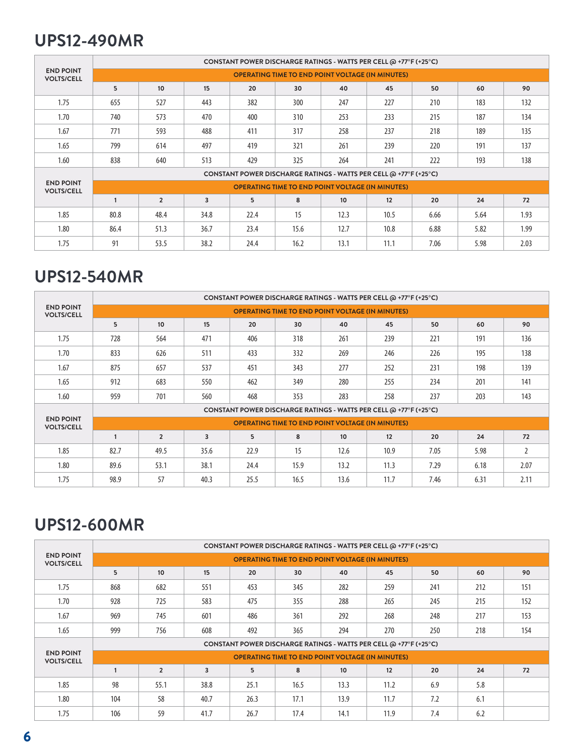## UPS12-490MR

| END POINT VOLTS/CELL | CONSTANT POWER DISCHARGE RATINGS - WATTS PER CELL @ +77°F (+25°C) | | | | | | | | | |
|---|---|---|---|---|---|---|---|---|---|---|
| | OPERATING TIME TO END POINT VOLTAGE (IN MINUTES) | | | | | | | | | |
| | 5 | 10 | 15 | 20 | 30 | 40 | 45 | 50 | 60 | 90 |
| 1.75 | 655 | 527 | 443 | 382 | 300 | 247 | 227 | 210 | 183 | 132 |
| 1.70 | 740 | 573 | 470 | 400 | 310 | 253 | 233 | 215 | 187 | 134 |
| 1.67 | 771 | 593 | 488 | 411 | 317 | 258 | 237 | 218 | 189 | 135 |
| 1.65 | 799 | 614 | 497 | 419 | 321 | 261 | 239 | 220 | 191 | 137 |
| 1.60 | 838 | 640 | 513 | 429 | 325 | 264 | 241 | 222 | 193 | 138 |
| END POINT VOLTS/CELL | CONSTANT POWER DISCHARGE RATINGS - WATTS PER CELL @ +77°F (+25°C) | | | | | | | | | |
| | OPERATING TIME TO END POINT VOLTAGE (IN MINUTES) | | | | | | | | | |
| | 1 | 2 | 3 | 5 | 8 | 10 | 12 | 20 | 24 | 72 |
| 1.85 | 80.8 | 48.4 | 34.8 | 22.4 | 15 | 12.3 | 10.5 | 6.66 | 5.64 | 1.93 |
| 1.80 | 86.4 | 51.3 | 36.7 | 23.4 | 15.6 | 12.7 | 10.8 | 6.88 | 5.82 | 1.99 |
| 1.75 | 91 | 53.5 | 38.2 | 24.4 | 16.2 | 13.1 | 11.1 | 7.06 | 5.98 | 2.03 |

## UPS12-540MR

| END POINT VOLTS/CELL | CONSTANT POWER DISCHARGE RATINGS - WATTS PER CELL @ +77°F (+25°C) | | | | | | | | | |
|---|---|---|---|---|---|---|---|---|---|---|
| | OPERATING TIME TO END POINT VOLTAGE (IN MINUTES) | | | | | | | | | |
| | 5 | 10 | 15 | 20 | 30 | 40 | 45 | 50 | 60 | 90 |
| 1.75 | 728 | 564 | 471 | 406 | 318 | 261 | 239 | 221 | 191 | 136 |
| 1.70 | 833 | 626 | 511 | 433 | 332 | 269 | 246 | 226 | 195 | 138 |
| 1.67 | 875 | 657 | 537 | 451 | 343 | 277 | 252 | 231 | 198 | 139 |
| 1.65 | 912 | 683 | 550 | 462 | 349 | 280 | 255 | 234 | 201 | 141 |
| 1.60 | 959 | 701 | 560 | 468 | 353 | 283 | 258 | 237 | 203 | 143 |
| END POINT VOLTS/CELL | CONSTANT POWER DISCHARGE RATINGS - WATTS PER CELL @ +77°F (+25°C) | | | | | | | | | |
| | OPERATING TIME TO END POINT VOLTAGE (IN MINUTES) | | | | | | | | | |
| | 1 | 2 | 3 | 5 | 8 | 10 | 12 | 20 | 24 | 72 |
| 1.85 | 82.7 | 49.5 | 35.6 | 22.9 | 15 | 12.6 | 10.9 | 7.05 | 5.98 | 2 |
| 1.80 | 89.6 | 53.1 | 38.1 | 24.4 | 15.9 | 13.2 | 11.3 | 7.29 | 6.18 | 2.07 |
| 1.75 | 98.9 | 57 | 40.3 | 25.5 | 16.5 | 13.6 | 11.7 | 7.46 | 6.31 | 2.11 |

## UPS12-600MR

| END POINT VOLTS/CELL | CONSTANT POWER DISCHARGE RATINGS - WATTS PER CELL @ +77°F (+25°C) | | | | | | | | | |
|---|---|---|---|---|---|---|---|---|---|---|
| | OPERATING TIME TO END POINT VOLTAGE (IN MINUTES) | | | | | | | | | |
| | 5 | 10 | 15 | 20 | 30 | 40 | 45 | 50 | 60 | 90 |
| 1.75 | 868 | 682 | 551 | 453 | 345 | 282 | 259 | 241 | 212 | 151 |
| 1.70 | 928 | 725 | 583 | 475 | 355 | 288 | 265 | 245 | 215 | 152 |
| 1.67 | 969 | 745 | 601 | 486 | 361 | 292 | 268 | 248 | 217 | 153 |
| 1.65 | 999 | 756 | 608 | 492 | 365 | 294 | 270 | 250 | 218 | 154 |
| END POINT VOLTS/CELL | CONSTANT POWER DISCHARGE RATINGS - WATTS PER CELL @ +77°F (+25°C) | | | | | | | | | |
| | OPERATING TIME TO END POINT VOLTAGE (IN MINUTES) | | | | | | | | | |
| | 1 | 2 | 3 | 5 | 8 | 10 | 12 | 20 | 24 | 72 |
| 1.85 | 98 | 55.1 | 38.8 | 25.1 | 16.5 | 13.3 | 11.2 | 6.9 | 5.8 | |
| 1.80 | 104 | 58 | 40.7 | 26.3 | 17.1 | 13.9 | 11.7 | 7.2 | 6.1 | |
| 1.75 | 106 | 59 | 41.7 | 26.7 | 17.4 | 14.1 | 11.9 | 7.4 | 6.2 | |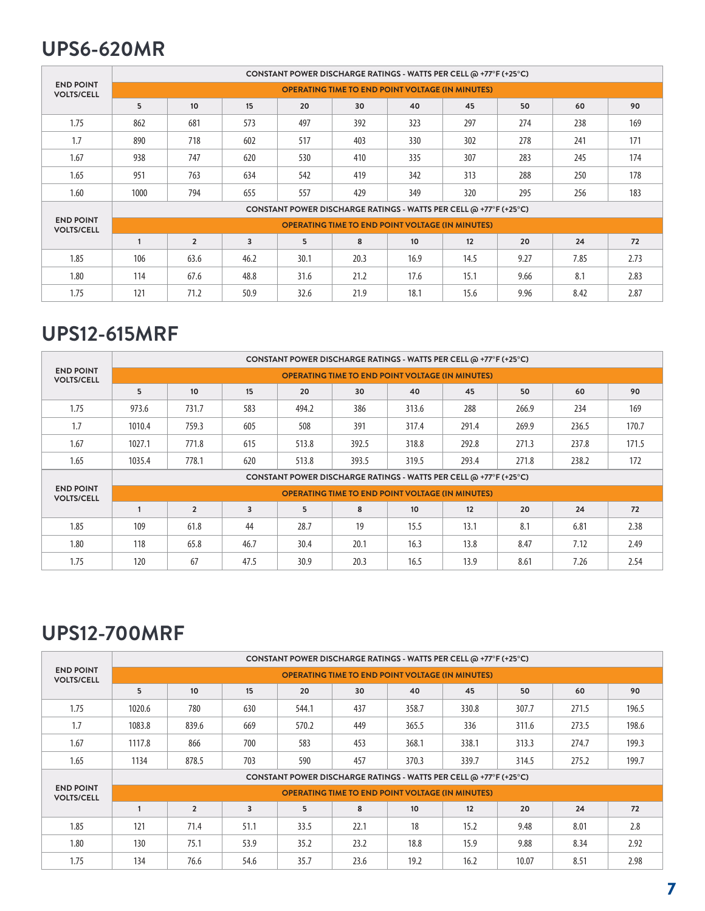## UPS6-620MR

| END POINT VOLTS/CELL | CONSTANT POWER DISCHARGE RATINGS - WATTS PER CELL @ +77°F (+25°C) | | | | | | | | | |
|---|---|---|---|---|---|---|---|---|---|---|
| | OPERATING TIME TO END POINT VOLTAGE (IN MINUTES) | | | | | | | | | |
| | 5 | 10 | 15 | 20 | 30 | 40 | 45 | 50 | 60 | 90 |
| 1.75 | 862 | 681 | 573 | 497 | 392 | 323 | 297 | 274 | 238 | 169 |
| 1.7 | 890 | 718 | 602 | 517 | 403 | 330 | 302 | 278 | 241 | 171 |
| 1.67 | 938 | 747 | 620 | 530 | 410 | 335 | 307 | 283 | 245 | 174 |
| 1.65 | 951 | 763 | 634 | 542 | 419 | 342 | 313 | 288 | 250 | 178 |
| 1.60 | 1000 | 794 | 655 | 557 | 429 | 349 | 320 | 295 | 256 | 183 |
| END POINT VOLTS/CELL | CONSTANT POWER DISCHARGE RATINGS - WATTS PER CELL @ +77°F (+25°C) | | | | | | | | | |
| | OPERATING TIME TO END POINT VOLTAGE (IN MINUTES) | | | | | | | | | |
| | 1 | 2 | 3 | 5 | 8 | 10 | 12 | 20 | 24 | 72 |
| 1.85 | 106 | 63.6 | 46.2 | 30.1 | 20.3 | 16.9 | 14.5 | 9.27 | 7.85 | 2.73 |
| 1.80 | 114 | 67.6 | 48.8 | 31.6 | 21.2 | 17.6 | 15.1 | 9.66 | 8.1 | 2.83 |
| 1.75 | 121 | 71.2 | 50.9 | 32.6 | 21.9 | 18.1 | 15.6 | 9.96 | 8.42 | 2.87 |

## UPS12-615MRF

| END POINT VOLTS/CELL | CONSTANT POWER DISCHARGE RATINGS - WATTS PER CELL @ +77°F (+25°C) | | | | | | | | | |
|---|---|---|---|---|---|---|---|---|---|---|
| | OPERATING TIME TO END POINT VOLTAGE (IN MINUTES) | | | | | | | | | |
| | 5 | 10 | 15 | 20 | 30 | 40 | 45 | 50 | 60 | 90 |
| 1.75 | 973.6 | 731.7 | 583 | 494.2 | 386 | 313.6 | 288 | 266.9 | 234 | 169 |
| 1.7 | 1010.4 | 759.3 | 605 | 508 | 391 | 317.4 | 291.4 | 269.9 | 236.5 | 170.7 |
| 1.67 | 1027.1 | 771.8 | 615 | 513.8 | 392.5 | 318.8 | 292.8 | 271.3 | 237.8 | 171.5 |
| 1.65 | 1035.4 | 778.1 | 620 | 513.8 | 393.5 | 319.5 | 293.4 | 271.8 | 238.2 | 172 |
| END POINT VOLTS/CELL | CONSTANT POWER DISCHARGE RATINGS - WATTS PER CELL @ +77°F (+25°C) | | | | | | | | | |
| | OPERATING TIME TO END POINT VOLTAGE (IN MINUTES) | | | | | | | | | |
| | 1 | 2 | 3 | 5 | 8 | 10 | 12 | 20 | 24 | 72 |
| 1.85 | 109 | 61.8 | 44 | 28.7 | 19 | 15.5 | 13.1 | 8.1 | 6.81 | 2.38 |
| 1.80 | 118 | 65.8 | 46.7 | 30.4 | 20.1 | 16.3 | 13.8 | 8.47 | 7.12 | 2.49 |
| 1.75 | 120 | 67 | 47.5 | 30.9 | 20.3 | 16.5 | 13.9 | 8.61 | 7.26 | 2.54 |

## UPS12-700MRF

| END POINT VOLTS/CELL | CONSTANT POWER DISCHARGE RATINGS - WATTS PER CELL @ +77°F (+25°C) | | | | | | | | | |
|---|---|---|---|---|---|---|---|---|---|---|
| | OPERATING TIME TO END POINT VOLTAGE (IN MINUTES) | | | | | | | | | |
| | 5 | 10 | 15 | 20 | 30 | 40 | 45 | 50 | 60 | 90 |
| 1.75 | 1020.6 | 780 | 630 | 544.1 | 437 | 358.7 | 330.8 | 307.7 | 271.5 | 196.5 |
| 1.7 | 1083.8 | 839.6 | 669 | 570.2 | 449 | 365.5 | 336 | 311.6 | 273.5 | 198.6 |
| 1.67 | 1117.8 | 866 | 700 | 583 | 453 | 368.1 | 338.1 | 313.3 | 274.7 | 199.3 |
| 1.65 | 1134 | 878.5 | 703 | 590 | 457 | 370.3 | 339.7 | 314.5 | 275.2 | 199.7 |
| END POINT VOLTS/CELL | CONSTANT POWER DISCHARGE RATINGS - WATTS PER CELL @ +77°F (+25°C) | | | | | | | | | |
| | OPERATING TIME TO END POINT VOLTAGE (IN MINUTES) | | | | | | | | | |
| | 1 | 2 | 3 | 5 | 8 | 10 | 12 | 20 | 24 | 72 |
| 1.85 | 121 | 71.4 | 51.1 | 33.5 | 22.1 | 18 | 15.2 | 9.48 | 8.01 | 2.8 |
| 1.80 | 130 | 75.1 | 53.9 | 35.2 | 23.2 | 18.8 | 15.9 | 9.88 | 8.34 | 2.92 |
| 1.75 | 134 | 76.6 | 54.6 | 35.7 | 23.6 | 19.2 | 16.2 | 10.07 | 8.51 | 2.98 |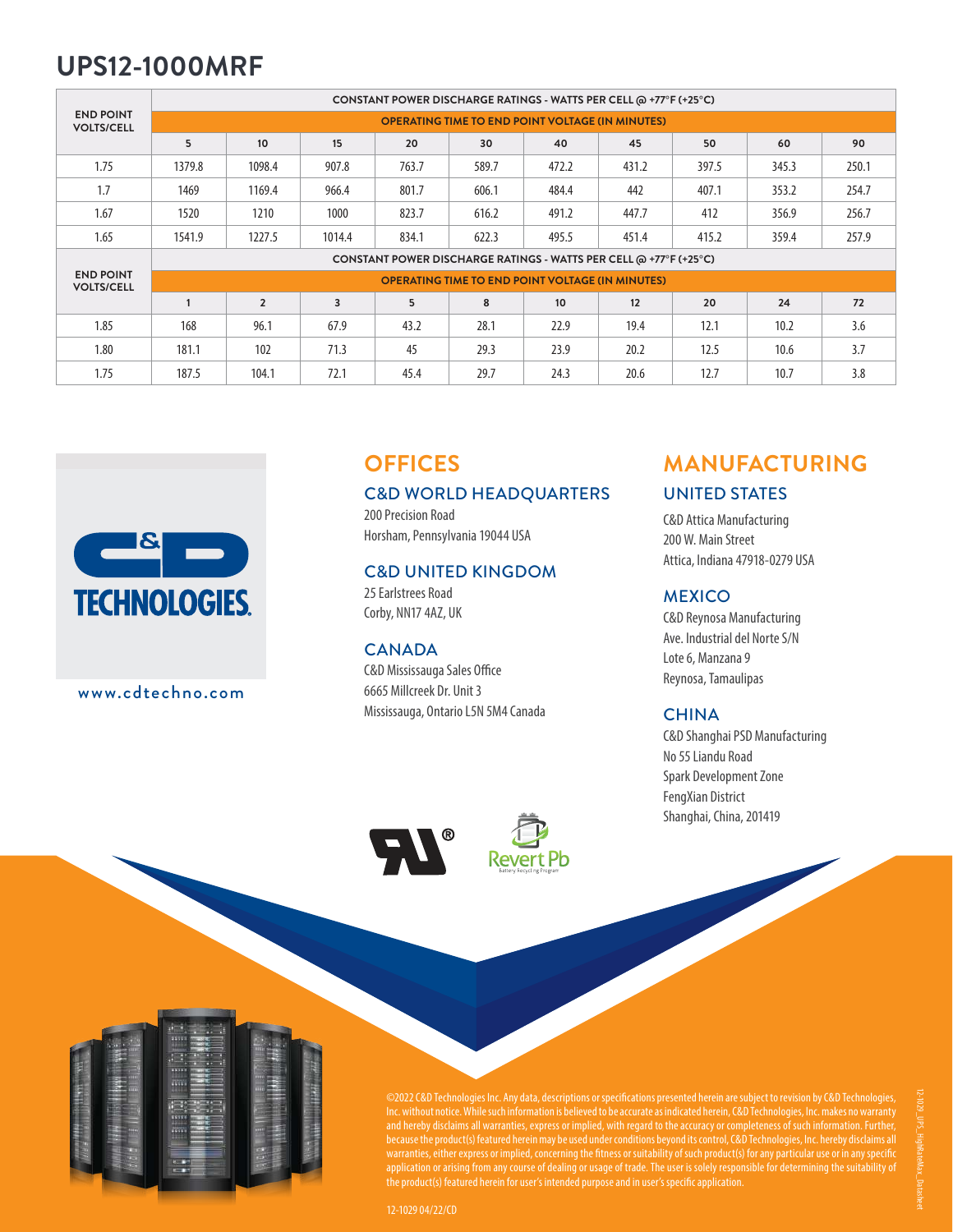# UPS12-1000MRF

| END POINT VOLTS/CELL | CONSTANT POWER DISCHARGE RATINGS - WATTS PER CELL @ +77°F (+25°C) | | | | | | | | | |
|---|---|---|---|---|---|---|---|---|---|---|
| | OPERATING TIME TO END POINT VOLTAGE (IN MINUTES) | | | | | | | | | |
| | 5 | 10 | 15 | 20 | 30 | 40 | 45 | 50 | 60 | 90 |
| 1.75 | 1379.8 | 1098.4 | 907.8 | 763.7 | 589.7 | 472.2 | 431.2 | 397.5 | 345.3 | 250.1 |
| 1.7 | 1469 | 1169.4 | 966.4 | 801.7 | 606.1 | 484.4 | 442 | 407.1 | 353.2 | 254.7 |
| 1.67 | 1520 | 1210 | 1000 | 823.7 | 616.2 | 491.2 | 447.7 | 412 | 356.9 | 256.7 |
| 1.65 | 1541.9 | 1227.5 | 1014.4 | 834.1 | 622.3 | 495.5 | 451.4 | 415.2 | 359.4 | 257.9 |
| END POINT VOLTS/CELL | CONSTANT POWER DISCHARGE RATINGS - WATTS PER CELL @ +77°F (+25°C) | | | | | | | | | |
| | OPERATING TIME TO END POINT VOLTAGE (IN MINUTES) | | | | | | | | | |
| | 1 | 2 | 3 | 5 | 8 | 10 | 12 | 20 | 24 | 72 |
| 1.85 | 168 | 96.1 | 67.9 | 43.2 | 28.1 | 22.9 | 19.4 | 12.1 | 10.2 | 3.6 |
| 1.80 | 181.1 | 102 | 71.3 | 45 | 29.3 | 23.9 | 20.2 | 12.5 | 10.6 | 3.7 |
| 1.75 | 187.5 | 104.1 | 72.1 | 45.4 | 29.7 | 24.3 | 20.6 | 12.7 | 10.7 | 3.8 |

C&D TECHNOLOGIES

www.cdtechno.com

## OFFICES

### C&D WORLD HEADQUARTERS

200 Precision Road
Horsham, Pennsylvania 19044 USA

### C&D UNITED KINGDOM

25 Earlstrees Road
Corby, NN17 4AZ, UK

### CANADA

C&D Mississauga Sales Office
6665 Millcreek Dr. Unit 3
Mississauga, Ontario L5N 5M4 Canada

## MANUFACTURING

### UNITED STATES

C&D Attica Manufacturing
200 W. Main Street
Attica, Indiana 47918-0279 USA

### MEXICO

C&D Reynosa Manufacturing
Ave. Industrial del Norte S/N
Lote 6, Manzana 9
Reynosa, Tamaulipas

### CHINA

C&D Shanghai PSD Manufacturing
No 55 Liandu Road
Spark Development Zone
FengXian District
Shanghai, China, 201419

Revert Pb Battery Recycling Program

©2022 C&D Technologies Inc. Any data, descriptions or specifications presented herein are subject to revision by C&D Technologies, Inc. without notice. While such information is believed to be accurate as indicated herein, C&D Technologies, Inc. makes no warranty and hereby disclaims all warranties, express or implied, with regard to the accuracy or completeness of such information. Further, because the product(s) featured herein may be used under conditions beyond its control, C&D Technologies, Inc. hereby disclaims all warranties, either express or implied, concerning the fitness or suitability of such product(s) for any particular use or in any specific application or arising from any course of dealing or usage of trade. The user is solely responsible for determining the suitability of the product(s) featured herein for user's intended purpose and in user's specific application.

12-1029 04/22/CD

12-1029_UPS_HighRateMax_Datasheet